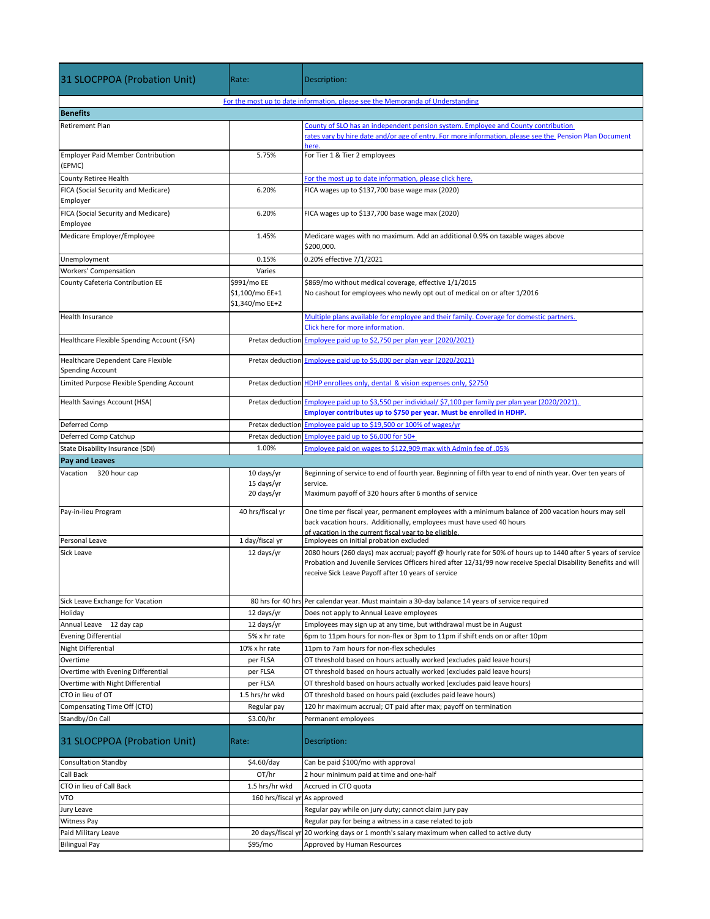| 31 SLOCPPOA (Probation Unit) | Rate: | Description: |
|---|---|---|
| | For the most up to date information, please see the Memoranda of Understanding | |
| **Benefits** | | |
| Retirement Plan | | County of SLO has an independent pension system. Employee and County contribution rates vary by hire date and/or age of entry. For more information, please see the Pension Plan Document here. |
| Employer Paid Member Contribution (EPMC) | 5.75% | For Tier 1 & Tier 2 employees |
| County Retiree Health | | For the most up to date information, please click here. |
| FICA (Social Security and Medicare) Employer | 6.20% | FICA wages up to $137,700 base wage max (2020) |
| FICA (Social Security and Medicare) Employee | 6.20% | FICA wages up to $137,700 base wage max (2020) |
| Medicare Employer/Employee | 1.45% | Medicare wages with no maximum. Add an additional 0.9% on taxable wages above $200,000. |
| Unemployment | 0.15% | 0.20% effective 7/1/2021 |
| Workers' Compensation | Varies | |
| County Cafeteria Contribution EE | $991/mo EE<br>$1,100/mo EE+1<br>$1,340/mo EE+2 | $869/mo without medical coverage, effective 1/1/2015<br>No cashout for employees who newly opt out of medical on or after 1/2016 |
| Health Insurance | | Multiple plans available for employee and their family. Coverage for domestic partners. Click here for more information. |
| Healthcare Flexible Spending Account (FSA) | Pretax deduction | Employee paid up to $2,750 per plan year (2020/2021) |
| Healthcare Dependent Care Flexible Spending Account | Pretax deduction | Employee paid up to $5,000 per plan year (2020/2021) |
| Limited Purpose Flexible Spending Account | Pretax deduction | HDHP enrollees only, dental & vision expenses only, $2750 |
| Health Savings Account (HSA) | Pretax deduction | Employee paid up to $3,550 per individual/ $7,100 per family per plan year (2020/2021).<br>**Employer contributes up to $750 per year. Must be enrolled in HDHP.** |
| Deferred Comp | Pretax deduction | Employee paid up to $19,500 or 100% of wages/yr |
| Deferred Comp Catchup | Pretax deduction | Employee paid up to $6,000 for 50+ |
| State Disability Insurance (SDI) | 1.00% | Employee paid on wages to $122,909 max with Admin fee of .05% |
| **Pay and Leaves** | | |
| Vacation 320 hour cap | 10 days/yr<br>15 days/yr<br>20 days/yr | Beginning of service to end of fourth year. Beginning of fifth year to end of ninth year. Over ten years of service.<br>Maximum payoff of 320 hours after 6 months of service |
| Pay-in-lieu Program | 40 hrs/fiscal yr | One time per fiscal year, permanent employees with a minimum balance of 200 vacation hours may sell back vacation hours. Additionally, employees must have used 40 hours of vacation in the current fiscal year to be eligible. |
| Personal Leave | 1 day/fiscal yr | Employees on initial probation excluded |
| Sick Leave | 12 days/yr | 2080 hours (260 days) max accrual; payoff @ hourly rate for 50% of hours up to 1440 after 5 years of service Probation and Juvenile Services Officers hired after 12/31/99 now receive Special Disability Benefits and will receive Sick Leave Payoff after 10 years of service |
| Sick Leave Exchange for Vacation | 80 hrs for 40 hrs | Per calendar year. Must maintain a 30-day balance 14 years of service required |
| Holiday | 12 days/yr | Does not apply to Annual Leave employees |
| Annual Leave 12 day cap | 12 days/yr | Employees may sign up at any time, but withdrawal must be in August |
| Evening Differential | 5% x hr rate | 6pm to 11pm hours for non-flex or 3pm to 11pm if shift ends on or after 10pm |
| Night Differential | 10% x hr rate | 11pm to 7am hours for non-flex schedules |
| Overtime | per FLSA | OT threshold based on hours actually worked (excludes paid leave hours) |
| Overtime with Evening Differential | per FLSA | OT threshold based on hours actually worked (excludes paid leave hours) |
| Overtime with Night Differential | per FLSA | OT threshold based on hours actually worked (excludes paid leave hours) |
| CTO in lieu of OT | 1.5 hrs/hr wkd | OT threshold based on hours paid (excludes paid leave hours) |
| Compensating Time Off (CTO) | Regular pay | 120 hr maximum accrual; OT paid after max; payoff on termination |
| Standby/On Call | $3.00/hr | Permanent employees |
| Consultation Standby | $4.60/day | Can be paid $100/mo with approval |
| Call Back | OT/hr | 2 hour minimum paid at time and one-half |
| CTO in lieu of Call Back | 1.5 hrs/hr wkd | Accrued in CTO quota |
| VTO | 160 hrs/fiscal yr | As approved |
| Jury Leave | | Regular pay while on jury duty; cannot claim jury pay |
| Witness Pay | | Regular pay for being a witness in a case related to job |
| Paid Military Leave | 20 days/fiscal yr | 20 working days or 1 month's salary maximum when called to active duty |
| Bilingual Pay | $95/mo | Approved by Human Resources |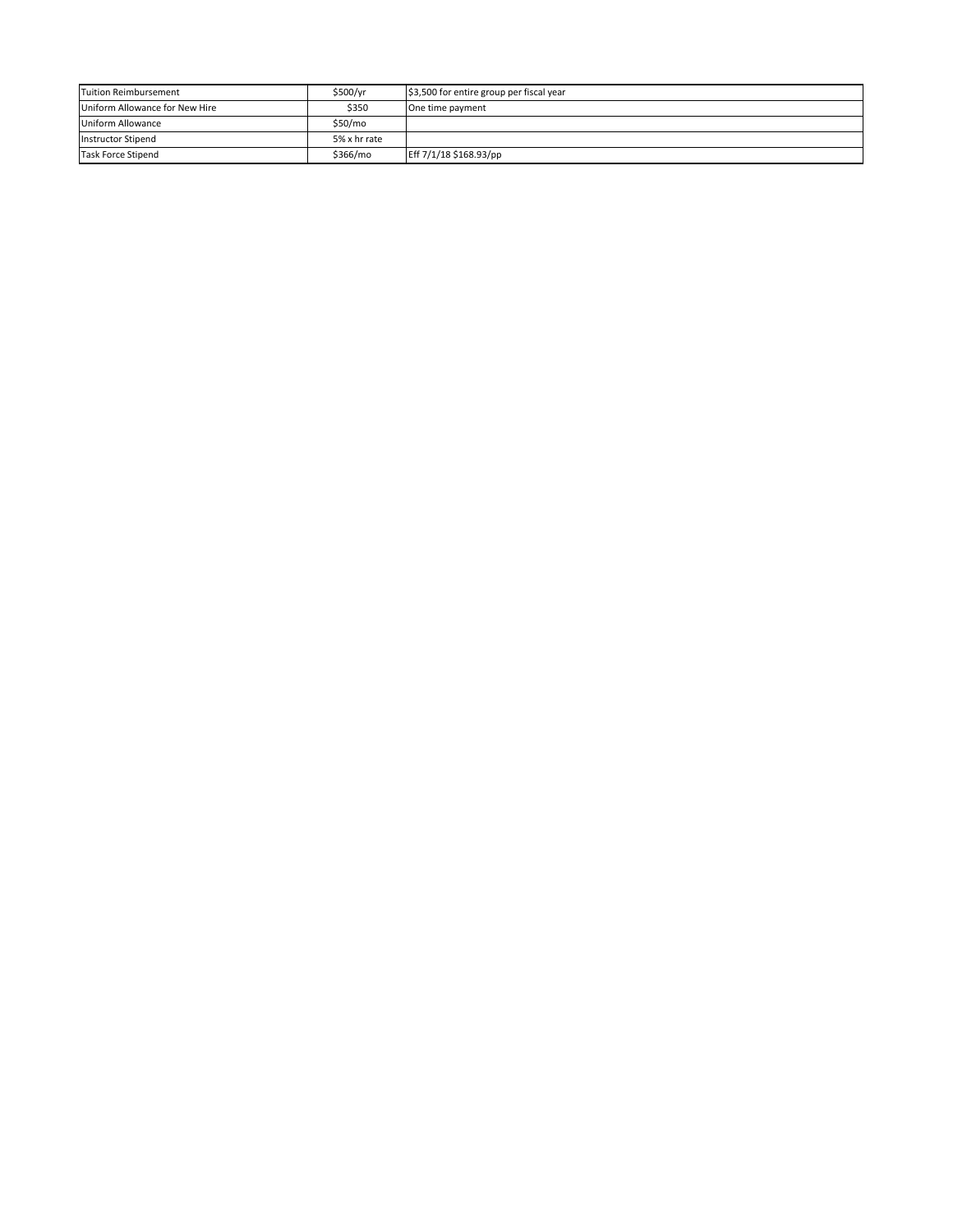| | | |
|---|---|---|
| Tuition Reimbursement | \$500/yr | \$3,500 for entire group per fiscal year |
| Uniform Allowance for New Hire | \$350 | One time payment |
| Uniform Allowance | \$50/mo | |
| Instructor Stipend | 5% x hr rate | |
| Task Force Stipend | \$366/mo | Eff 7/1/18 \$168.93/pp |